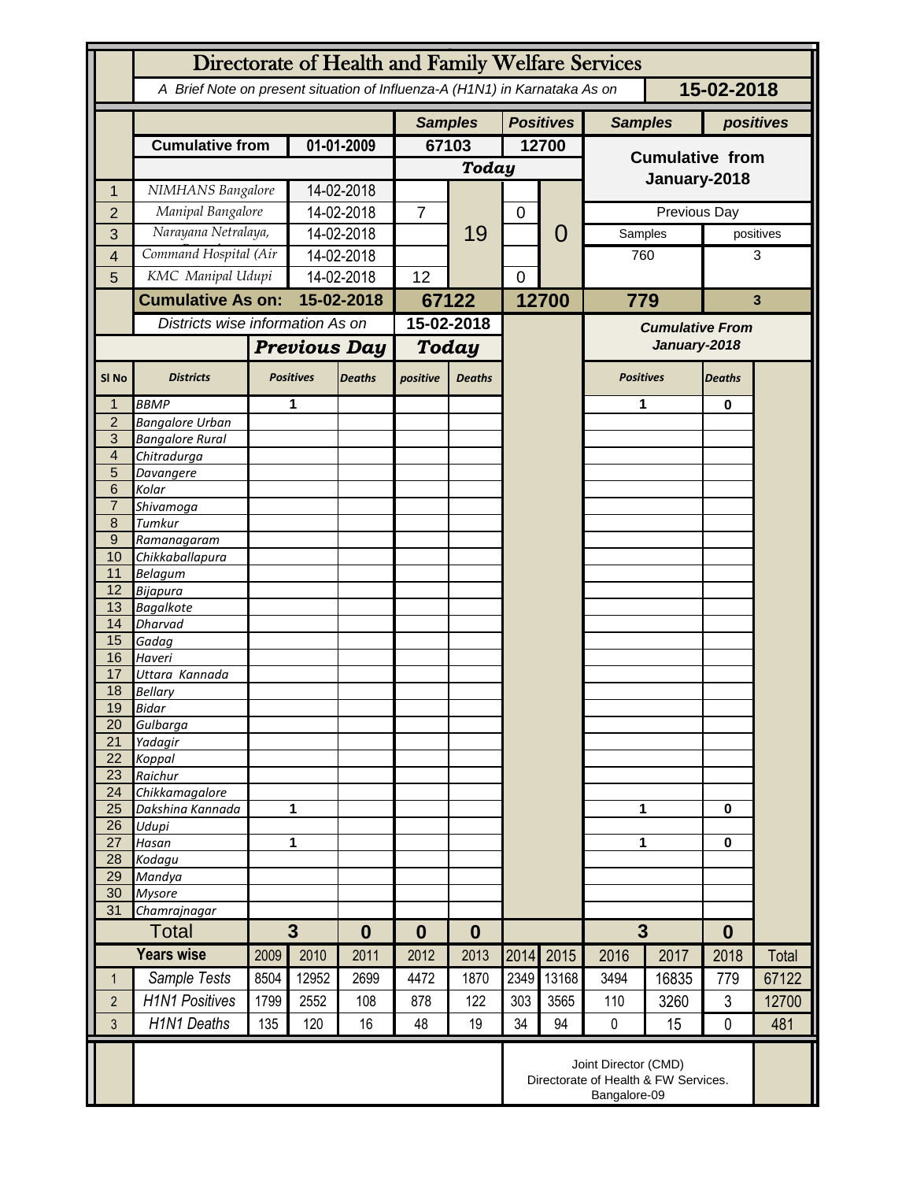# Directorate of Health and Family Welfare Services

*A Brief Note on present situation of Influenza-A (H1N1) in Karnataka As on* **15-02-2018**

| | | | Samples | | Positives | | Samples | positives |
|---|---|---|---|---|---|---|---|---|
| | **Cumulative from** | **01-01-2009** | **67103** | | **12700** | | **Cumulative from January-2018** | |
| | | | ***Today*** | | | | | |
| 1 | NIMHANS Bangalore | 14-02-2018 | | 19 | | 0 | | |
| 2 | Manipal Bangalore | 14-02-2018 | 7 | | 0 | | Previous Day | |
| 3 | Narayana Netralaya, | 14-02-2018 | | | | | Samples | positives |
| 4 | Command Hospital (Air | 14-02-2018 | | | | | 760 | 3 |
| 5 | KMC Manipal Udupi | 14-02-2018 | 12 | | 0 | | | |
| | **Cumulative As on:** | **15-02-2018** | **67122** | | **12700** | | **779** | **3** |

| | Districts wise information As on | | | 15-02-2018 | | | Cumulative From January-2018 | | |
|---|---|---|---|---|---|---|---|---|---|
| | | ***Previous Day*** | | ***Today*** | | | | | |
| **Sl No** | **Districts** | **Positives** | **Deaths** | **positive** | **Deaths** | | **Positives** | **Deaths** | |
| 1 | BBMP | 1 | | | | | 1 | 0 | |
| 2 | Bangalore Urban | | | | | | | | |
| 3 | Bangalore Rural | | | | | | | | |
| 4 | Chitradurga | | | | | | | | |
| 5 | Davangere | | | | | | | | |
| 6 | Kolar | | | | | | | | |
| 7 | Shivamoga | | | | | | | | |
| 8 | Tumkur | | | | | | | | |
| 9 | Ramanagaram | | | | | | | | |
| 10 | Chikkaballapura | | | | | | | | |
| 11 | Belagum | | | | | | | | |
| 12 | Bijapura | | | | | | | | |
| 13 | Bagalkote | | | | | | | | |
| 14 | Dharvad | | | | | | | | |
| 15 | Gadag | | | | | | | | |
| 16 | Haveri | | | | | | | | |
| 17 | Uttara Kannada | | | | | | | | |
| 18 | Bellary | | | | | | | | |
| 19 | Bidar | | | | | | | | |
| 20 | Gulbarga | | | | | | | | |
| 21 | Yadagir | | | | | | | | |
| 22 | Koppal | | | | | | | | |
| 23 | Raichur | | | | | | | | |
| 24 | Chikkamagalore | | | | | | | | |
| 25 | Dakshina Kannada | 1 | | | | | 1 | 0 | |
| 26 | Udupi | | | | | | | | |
| 27 | Hasan | 1 | | | | | 1 | 0 | |
| 28 | Kodagu | | | | | | | | |
| 29 | Mandya | | | | | | | | |
| 30 | Mysore | | | | | | | | |
| 31 | Chamrajnagar | | | | | | | | |
| | **Total** | **3** | **0** | **0** | **0** | | **3** | **0** | |

| | Years wise | 2009 | 2010 | 2011 | 2012 | 2013 | 2014 | 2015 | 2016 | 2017 | 2018 | Total |
|---|---|---|---|---|---|---|---|---|---|---|---|---|
| 1 | Sample Tests | 8504 | 12952 | 2699 | 4472 | 1870 | 2349 | 13168 | 3494 | 16835 | 779 | 67122 |
| 2 | H1N1 Positives | 1799 | 2552 | 108 | 878 | 122 | 303 | 3565 | 110 | 3260 | 3 | 12700 |
| 3 | H1N1 Deaths | 135 | 120 | 16 | 48 | 19 | 34 | 94 | 0 | 15 | 0 | 481 |

Joint Director (CMD)
Directorate of Health & FW Services.
Bangalore-09